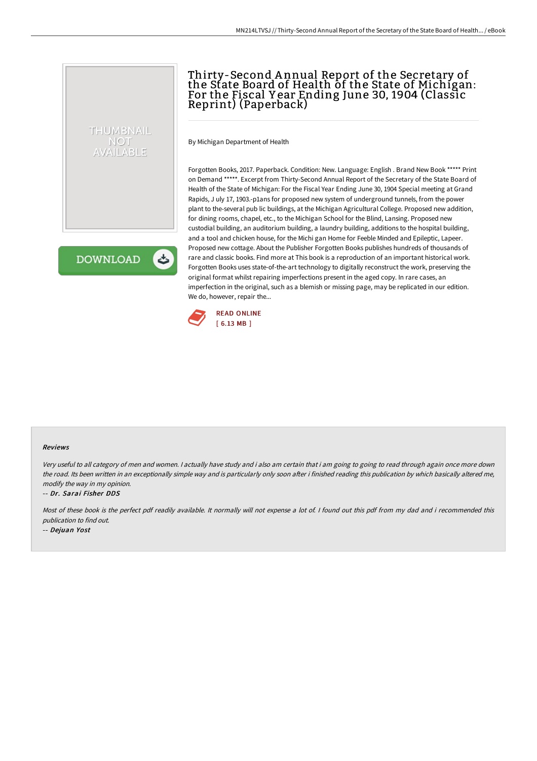# Thirty-Second Annual Report of the Secretary of the State Board of Health of the State of Michigan: For the Fiscal Year Ending June 30, 1904 (Classic Reprint) (Paperback)

By Michigan Department of Health

Forgotten Books, 2017. Paperback. Condition: New. Language: English . Brand New Book ***** Print on Demand *****. Excerpt from Thirty-Second Annual Report of the Secretary of the State Board of Health of the State of Michigan: For the Fiscal Year Ending June 30, 1904 Special meeting at Grand Rapids, J uly 17, 1903.-p1ans for proposed new system of underground tunnels, from the power plant to the-several pub lic buildings, at the Michigan Agricultural College. Proposed new addition, for dining rooms, chapel, etc., to the Michigan School for the Blind, Lansing. Proposed new custodial building, an auditorium building, a laundry building, additions to the hospital building, and a tool and chicken house, for the Michi gan Home for Feeble Minded and Epileptic, Lapeer. Proposed new cottage. About the Publisher Forgotten Books publishes hundreds of thousands of rare and classic books. Find more at This book is a reproduction of an important historical work. Forgotten Books uses state-of-the-art technology to digitally reconstruct the work, preserving the original format whilst repairing imperfections present in the aged copy. In rare cases, an imperfection in the original, such as a blemish or missing page, may be replicated in our edition. We do, however, repair the...

READ ONLINE
[ 6.13 MB ]

DOWNLOAD

THUMBNAIL NOT AVAILABLE

### Reviews

*Very useful to all category of men and women. I actually have study and i also am certain that i am going to going to read through again once more down the road. Its been written in an exceptionally simple way and is particularly only soon after i finished reading this publication by which basically altered me, modify the way in my opinion.*

*-- Dr. Sarai Fisher DDS*

*Most of these book is the perfect pdf readily available. It normally will not expense a lot of. I found out this pdf from my dad and i recommended this publication to find out.*

*-- Dejuan Yost*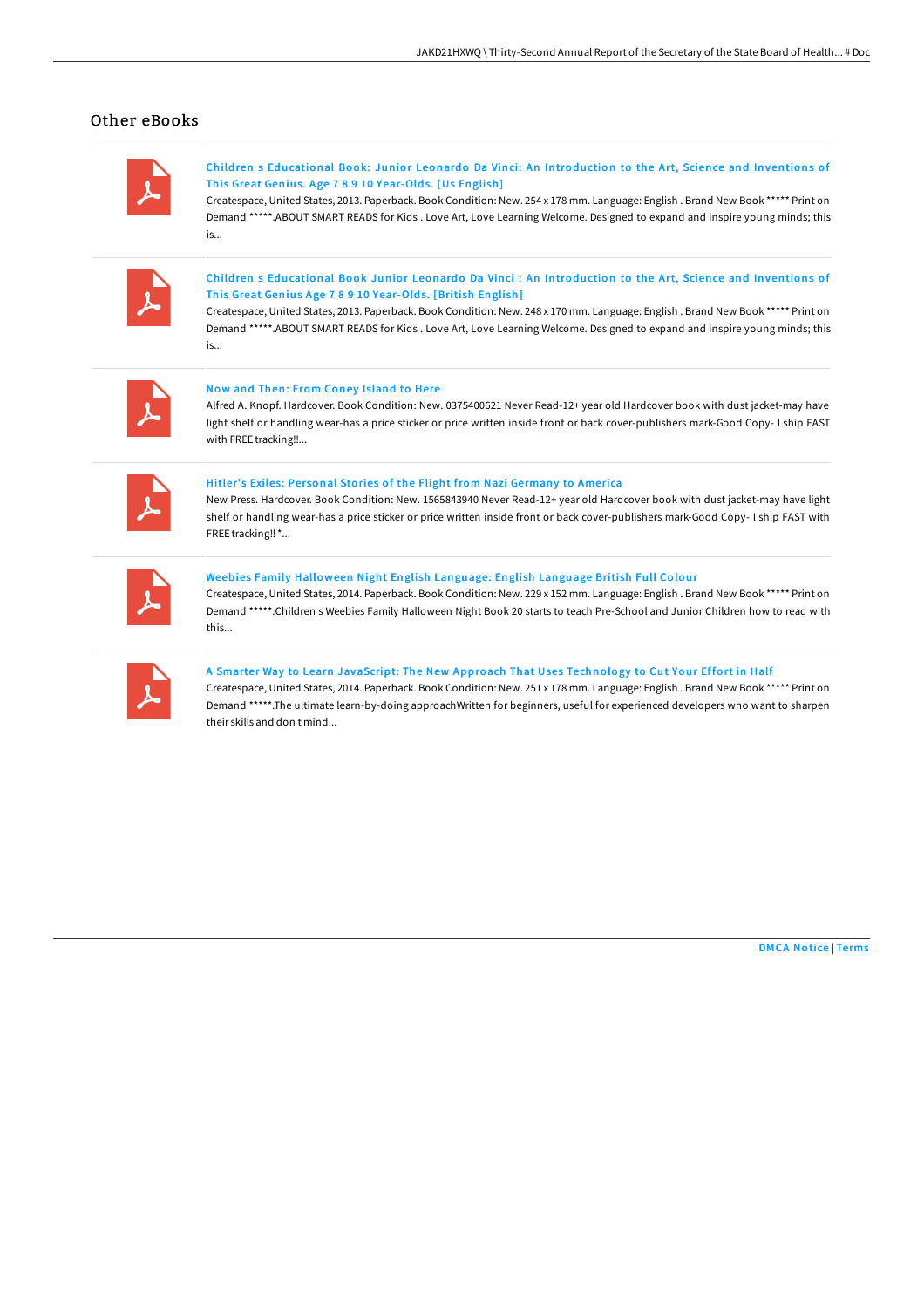## Other eBooks

**Children s Educational Book: Junior Leonardo Da Vinci: An Introduction to the Art, Science and Inventions of This Great Genius. Age 7 8 9 10 Year-Olds. [Us English]**

Createspace, United States, 2013. Paperback. Book Condition: New. 254 x 178 mm. Language: English . Brand New Book ***** Print on Demand *****.ABOUT SMART READS for Kids . Love Art, Love Learning Welcome. Designed to expand and inspire young minds; this is...

**Children s Educational Book Junior Leonardo Da Vinci : An Introduction to the Art, Science and Inventions of This Great Genius Age 7 8 9 10 Year-Olds. [British English]**

Createspace, United States, 2013. Paperback. Book Condition: New. 248 x 170 mm. Language: English . Brand New Book ***** Print on Demand *****.ABOUT SMART READS for Kids . Love Art, Love Learning Welcome. Designed to expand and inspire young minds; this is...

**Now and Then: From Coney Island to Here**

Alfred A. Knopf. Hardcover. Book Condition: New. 0375400621 Never Read-12+ year old Hardcover book with dust jacket-may have light shelf or handling wear-has a price sticker or price written inside front or back cover-publishers mark-Good Copy- I ship FAST with FREE tracking!!...

**Hitler's Exiles: Personal Stories of the Flight from Nazi Germany to America**

New Press. Hardcover. Book Condition: New. 1565843940 Never Read-12+ year old Hardcover book with dust jacket-may have light shelf or handling wear-has a price sticker or price written inside front or back cover-publishers mark-Good Copy- I ship FAST with FREE tracking!! *...

**Weebies Family Halloween Night English Language: English Language British Full Colour**

Createspace, United States, 2014. Paperback. Book Condition: New. 229 x 152 mm. Language: English . Brand New Book ***** Print on Demand *****.Children s Weebies Family Halloween Night Book 20 starts to teach Pre-School and Junior Children how to read with this...

**A Smarter Way to Learn JavaScript: The New Approach That Uses Technology to Cut Your Effort in Half**

Createspace, United States, 2014. Paperback. Book Condition: New. 251 x 178 mm. Language: English . Brand New Book ***** Print on Demand *****.The ultimate learn-by-doing approachWritten for beginners, useful for experienced developers who want to sharpen their skills and don t mind...